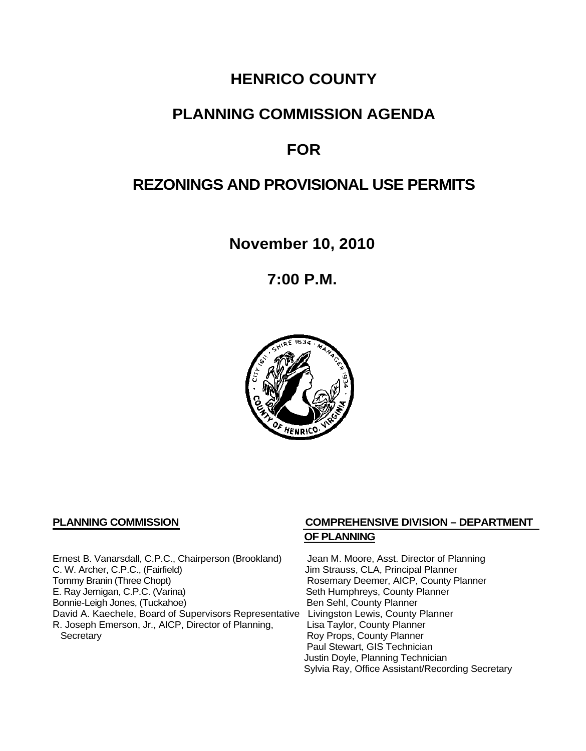# HENRICO COUNTY

# PLANNING COMMISSION AGENDA

# FOR

# REZONINGS AND PROVISIONAL USE PERMITS

## November 10, 2010

## 7:00 P.M.

**PLANNING COMMISSION**

Ernest B. Vanarsdall, C.P.C., Chairperson (Brookland)
C. W. Archer, C.P.C., (Fairfield)
Tommy Branin (Three Chopt)
E. Ray Jernigan, C.P.C. (Varina)
Bonnie-Leigh Jones, (Tuckahoe)
David A. Kaechele, Board of Supervisors Representative
R. Joseph Emerson, Jr., AICP, Director of Planning, Secretary

**COMPREHENSIVE DIVISION – DEPARTMENT OF PLANNING**

Jean M. Moore, Asst. Director of Planning
Jim Strauss, CLA, Principal Planner
Rosemary Deemer, AICP, County Planner
Seth Humphreys, County Planner
Ben Sehl, County Planner
Livingston Lewis, County Planner
Lisa Taylor, County Planner
Roy Props, County Planner
Paul Stewart, GIS Technician
Justin Doyle, Planning Technician
Sylvia Ray, Office Assistant/Recording Secretary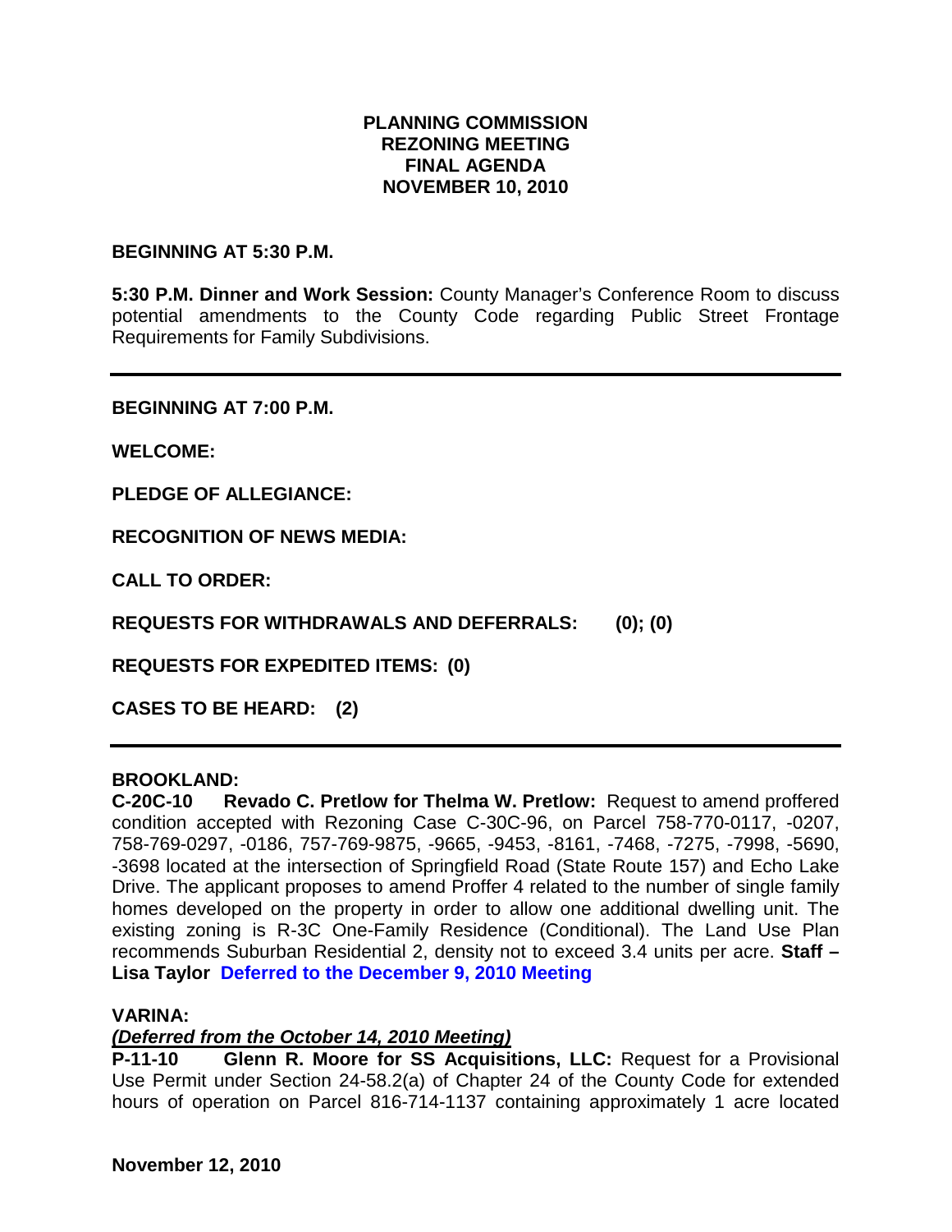**PLANNING COMMISSION**
**REZONING MEETING**
**FINAL AGENDA**
**NOVEMBER 10, 2010**

**BEGINNING AT 5:30 P.M.**

**5:30 P.M. Dinner and Work Session:** County Manager's Conference Room to discuss potential amendments to the County Code regarding Public Street Frontage Requirements for Family Subdivisions.

---

**BEGINNING AT 7:00 P.M.**

**WELCOME:**

**PLEDGE OF ALLEGIANCE:**

**RECOGNITION OF NEWS MEDIA:**

**CALL TO ORDER:**

**REQUESTS FOR WITHDRAWALS AND DEFERRALS: (0); (0)**

**REQUESTS FOR EXPEDITED ITEMS: (0)**

**CASES TO BE HEARD: (2)**

---

**BROOKLAND:**

**C-20C-10 Revado C. Pretlow for Thelma W. Pretlow:** Request to amend proffered condition accepted with Rezoning Case C-30C-96, on Parcel 758-770-0117, -0207, 758-769-0297, -0186, 757-769-9875, -9665, -9453, -8161, -7468, -7275, -7998, -5690, -3698 located at the intersection of Springfield Road (State Route 157) and Echo Lake Drive. The applicant proposes to amend Proffer 4 related to the number of single family homes developed on the property in order to allow one additional dwelling unit. The existing zoning is R-3C One-Family Residence (Conditional). The Land Use Plan recommends Suburban Residential 2, density not to exceed 3.4 units per acre. **Staff – Lisa Taylor Deferred to the December 9, 2010 Meeting**

**VARINA:**

***(Deferred from the October 14, 2010 Meeting)***

**P-11-10 Glenn R. Moore for SS Acquisitions, LLC:** Request for a Provisional Use Permit under Section 24-58.2(a) of Chapter 24 of the County Code for extended hours of operation on Parcel 816-714-1137 containing approximately 1 acre located

**November 12, 2010**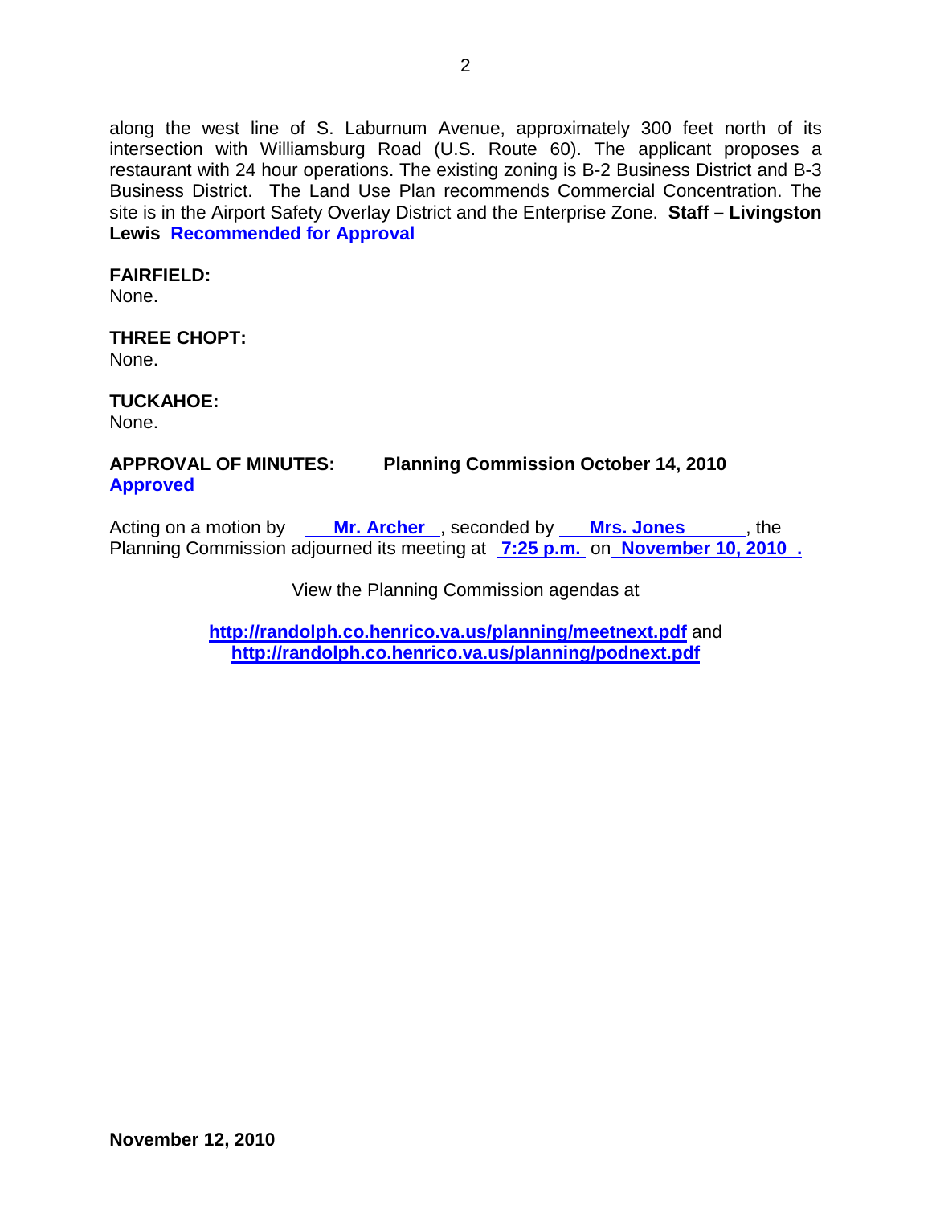along the west line of S. Laburnum Avenue, approximately 300 feet north of its intersection with Williamsburg Road (U.S. Route 60). The applicant proposes a restaurant with 24 hour operations. The existing zoning is B-2 Business District and B-3 Business District. The Land Use Plan recommends Commercial Concentration. The site is in the Airport Safety Overlay District and the Enterprise Zone. **Staff – Livingston Lewis** **Recommended for Approval**

**FAIRFIELD:**
None.

**THREE CHOPT:**
None.

**TUCKAHOE:**
None.

**APPROVAL OF MINUTES:** **Planning Commission October 14, 2010**
**Approved**

Acting on a motion by **Mr. Archer**, seconded by **Mrs. Jones**, the Planning Commission adjourned its meeting at **7:25 p.m.** on **November 10, 2010**.

View the Planning Commission agendas at

**http://randolph.co.henrico.va.us/planning/meetnext.pdf** and
**http://randolph.co.henrico.va.us/planning/podnext.pdf**

**November 12, 2010**